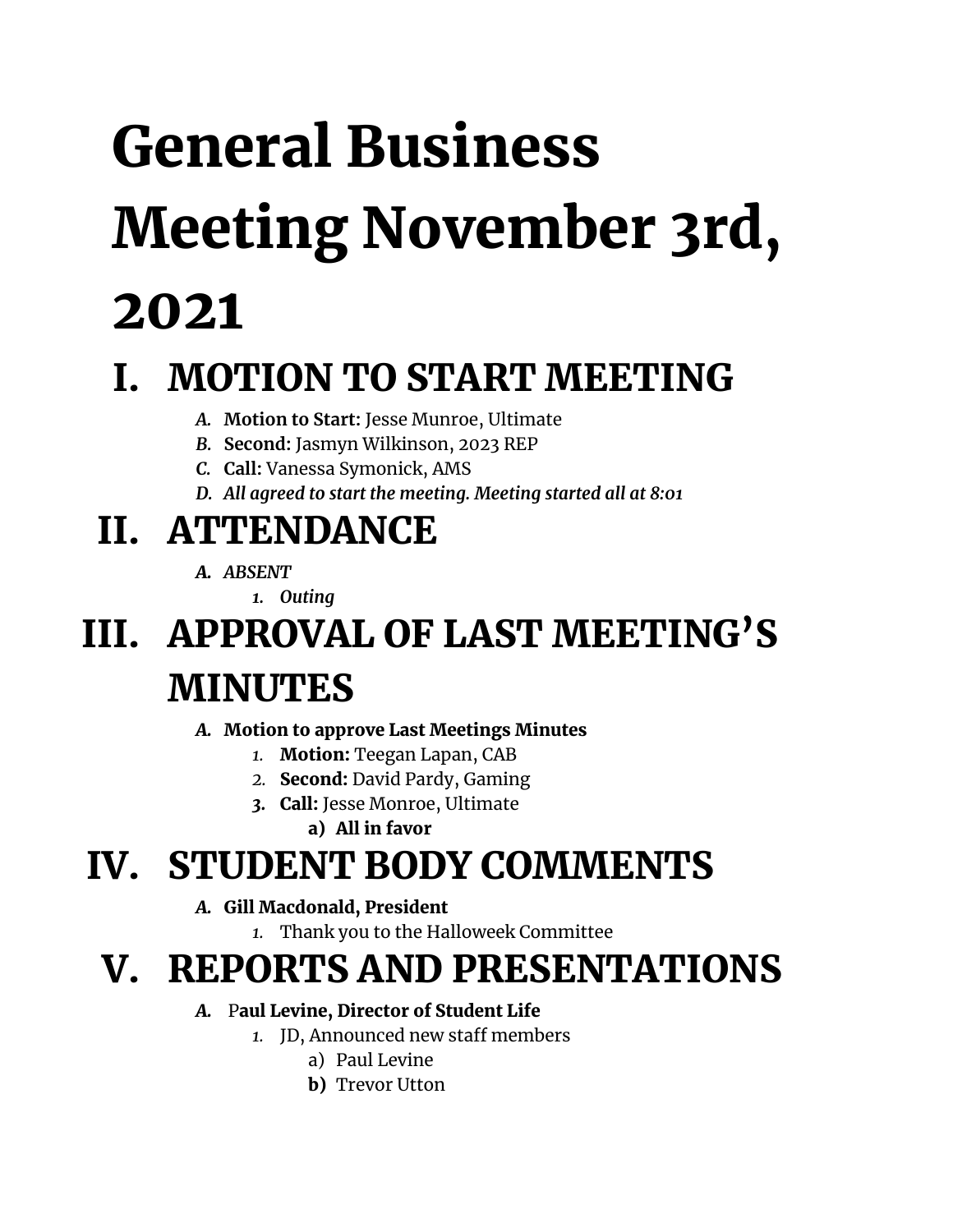# General Business Meeting November 3rd, 2021

## I. MOTION TO START MEETING

- A. **Motion to Start:** Jesse Munroe, Ultimate
- B. **Second:** Jasmyn Wilkinson, 2023 REP
- C. **Call:** Vanessa Symonick, AMS
- D. *All agreed to start the meeting. Meeting started all at 8:01*

## II. ATTENDANCE

- A. *ABSENT*
  1. *Outing*

## III. APPROVAL OF LAST MEETING'S MINUTES

- A. **Motion to approve Last Meetings Minutes**
  1. **Motion:** Teegan Lapan, CAB
  2. **Second:** David Pardy, Gaming
  3. **Call:** Jesse Monroe, Ultimate
     - a) **All in favor**

## IV. STUDENT BODY COMMENTS

- A. **Gill Macdonald, President**
  1. Thank you to the Halloweek Committee

## V. REPORTS AND PRESENTATIONS

- A. P**aul Levine, Director of Student Life**
  1. JD, Announced new staff members
     - a) Paul Levine
     - b) Trevor Utton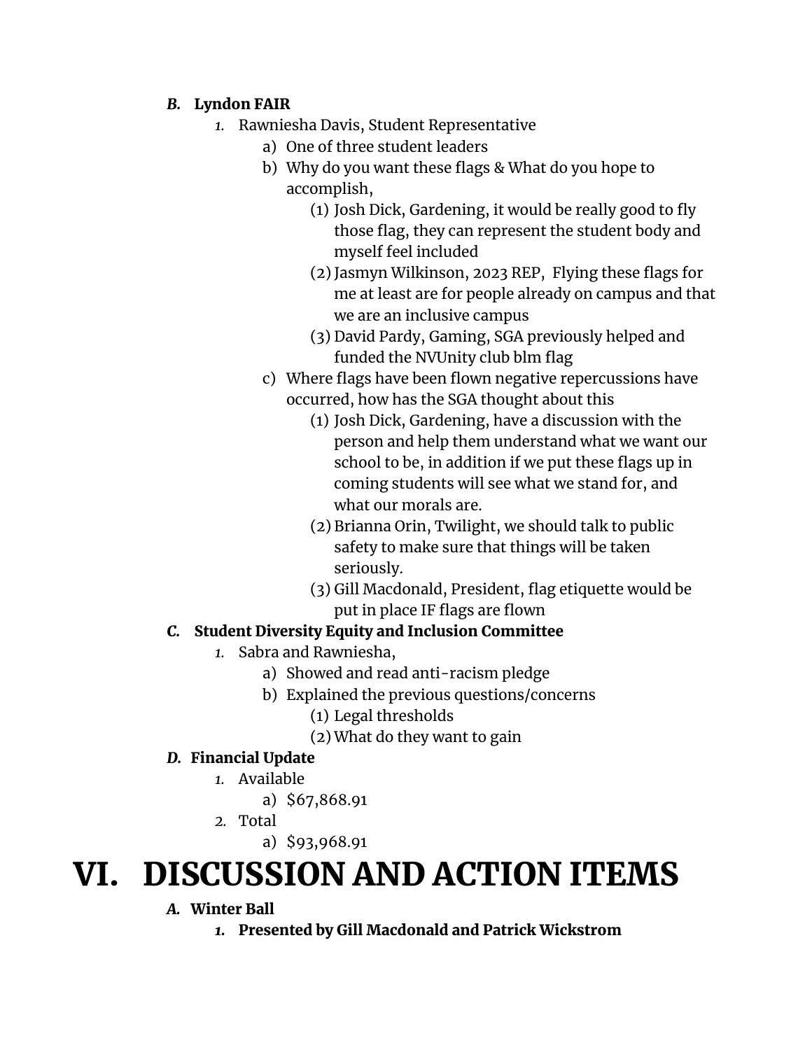***B.*** **Lyndon FAIR**

1. Rawniesha Davis, Student Representative
   a) One of three student leaders
   b) Why do you want these flags & What do you hope to accomplish,
      (1) Josh Dick, Gardening, it would be really good to fly those flag, they can represent the student body and myself feel included
      (2) Jasmyn Wilkinson, 2023 REP, Flying these flags for me at least are for people already on campus and that we are an inclusive campus
      (3) David Pardy, Gaming, SGA previously helped and funded the NVUnity club blm flag
   c) Where flags have been flown negative repercussions have occurred, how has the SGA thought about this
      (1) Josh Dick, Gardening, have a discussion with the person and help them understand what we want our school to be, in addition if we put these flags up in coming students will see what we stand for, and what our morals are.
      (2) Brianna Orin, Twilight, we should talk to public safety to make sure that things will be taken seriously.
      (3) Gill Macdonald, President, flag etiquette would be put in place IF flags are flown

***C.*** **Student Diversity Equity and Inclusion Committee**

1. Sabra and Rawniesha,
   a) Showed and read anti-racism pledge
   b) Explained the previous questions/concerns
      (1) Legal thresholds
      (2) What do they want to gain

***D.*** **Financial Update**

1. Available
   a) $67,868.91
2. Total
   a) $93,968.91

# VI. DISCUSSION AND ACTION ITEMS

***A.*** **Winter Ball**

1. **Presented by Gill Macdonald and Patrick Wickstrom**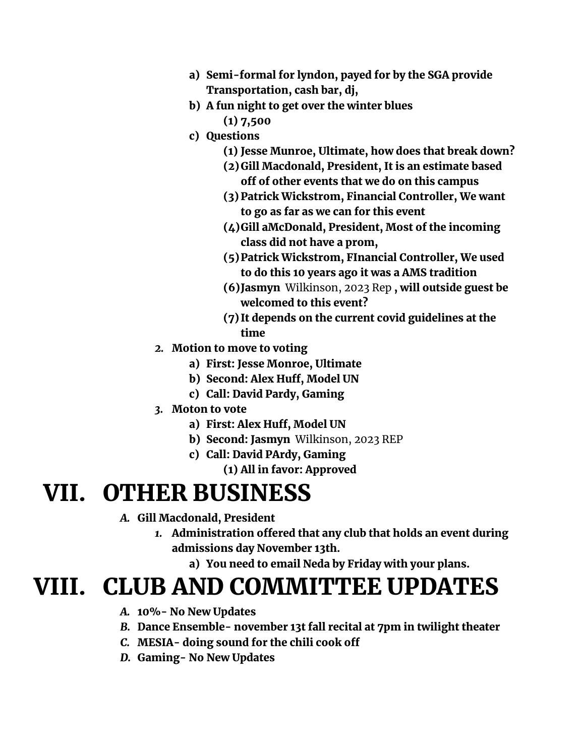a) **Semi-formal for lyndon, payed for by the SGA provide Transportation, cash bar, dj,**

b) **A fun night to get over the winter blues**

  (1) **7,500**

c) **Questions**

  (1) **Jesse Munroe, Ultimate, how does that break down?**

  (2) **Gill Macdonald, President, It is an estimate based off of other events that we do on this campus**

  (3) **Patrick Wickstrom, Financial Controller, We want to go as far as we can for this event**

  (4) **Gill aMcDonald, President, Most of the incoming class did not have a prom,**

  (5) **Patrick Wickstrom, FInancial Controller, We used to do this 10 years ago it was a AMS tradition**

  (6) **Jasmyn** Wilkinson, 2023 Rep **, will outside guest be welcomed to this event?**

  (7) **It depends on the current covid guidelines at the time**

2. **Motion to move to voting**
   a) **First: Jesse Monroe, Ultimate**
   b) **Second: Alex Huff, Model UN**
   c) **Call: David Pardy, Gaming**

3. **Moton to vote**
   a) **First: Alex Huff, Model UN**
   b) **Second: Jasmyn** Wilkinson, 2023 REP
   c) **Call: David PArdy, Gaming**
      (1) **All in favor: Approved**

# VII. OTHER BUSINESS

*A.* **Gill Macdonald, President**

1. **Administration offered that any club that holds an event during admissions day November 13th.**
   a) **You need to email Neda by Friday with your plans.**

# VIII. CLUB AND COMMITTEE UPDATES

*A.* **10%- No New Updates**

*B.* **Dance Ensemble- november 13t fall recital at 7pm in twilight theater**

*C.* **MESIA- doing sound for the chili cook off**

*D.* **Gaming- No New Updates**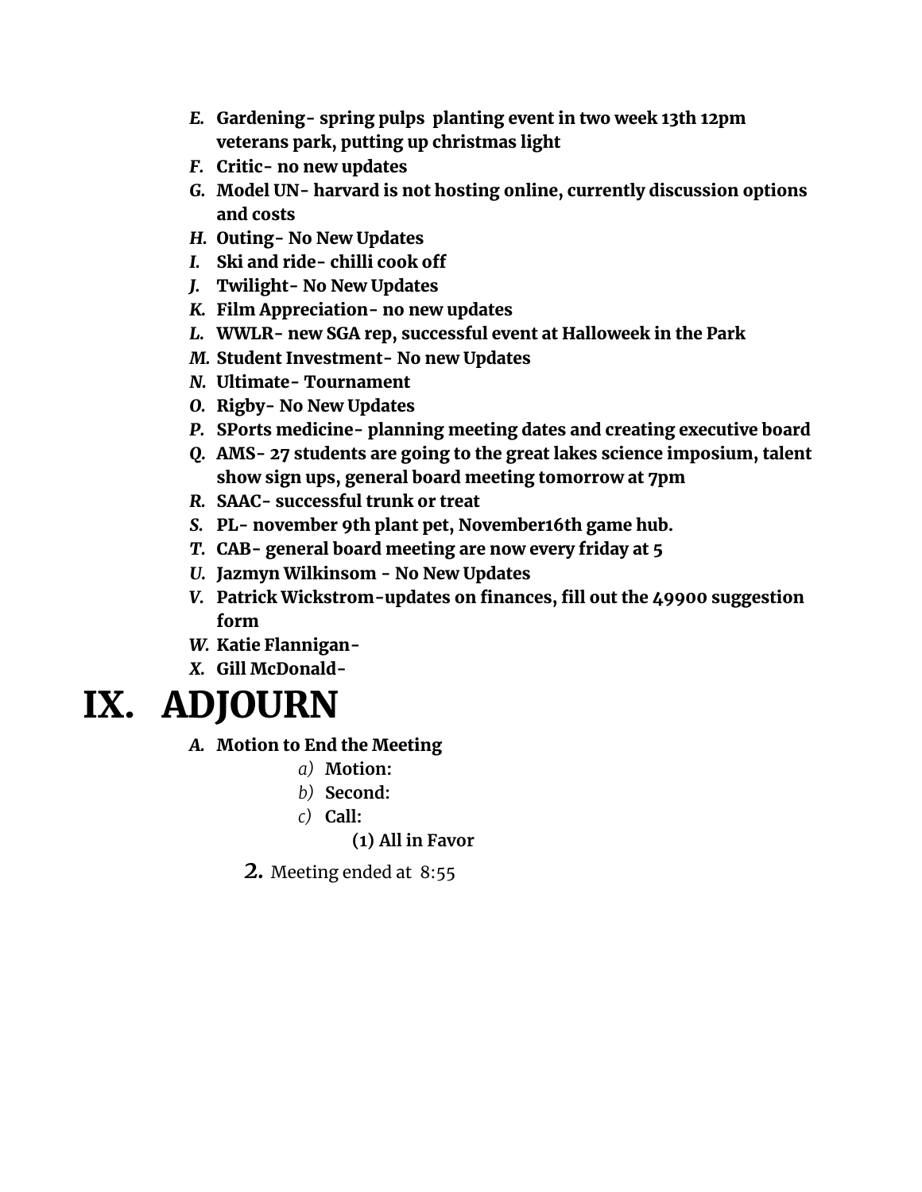*E.* **Gardening- spring pulps  planting event in two week 13th 12pm veterans park, putting up christmas light**

*F.* **Critic- no new updates**

*G.* **Model UN- harvard is not hosting online, currently discussion options and costs**

*H.* **Outing- No New Updates**

*I.* **Ski and ride- chilli cook off**

*J.* **Twilight- No New Updates**

*K.* **Film Appreciation- no new updates**

*L.* **WWLR- new SGA rep, successful event at Halloweek in the Park**

*M.* **Student Investment- No new Updates**

*N.* **Ultimate- Tournament**

*O.* **Rigby- No New Updates**

*P.* **SPorts medicine- planning meeting dates and creating executive board**

*Q.* **AMS- 27 students are going to the great lakes science imposium, talent show sign ups, general board meeting tomorrow at 7pm**

*R.* **SAAC- successful trunk or treat**

*S.* **PL- november 9th plant pet, November16th game hub.**

*T.* **CAB- general board meeting are now every friday at 5**

*U.* **Jazmyn Wilkinsom - No New Updates**

*V.* **Patrick Wickstrom-updates on finances, fill out the 49900 suggestion form**

*W.* **Katie Flannigan-**

*X.* **Gill McDonald-**

# IX. ADJOURN

*A.* **Motion to End the Meeting**

- *a)* **Motion:**
- *b)* **Second:**
- *c)* **Call:**
  - **(1) All in Favor**

**2.** Meeting ended at  8:55